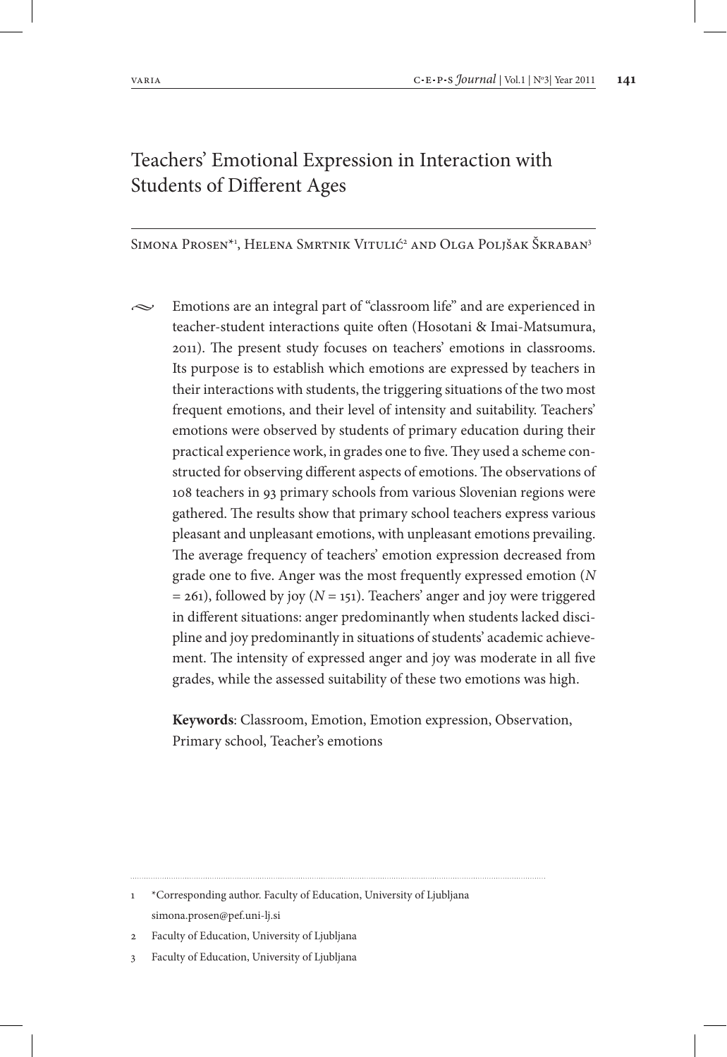# Teachers' Emotional Expression in Interaction with Students of Different Ages

Simona Prosen*[1], Helena Smrtnik Vitulić[2] and Olga Poljšak Škraban[3]

Emotions are an integral part of "classroom life" and are experienced in teacher-student interactions quite often (Hosotani & Imai-Matsumura, 2011). The present study focuses on teachers' emotions in classrooms. Its purpose is to establish which emotions are expressed by teachers in their interactions with students, the triggering situations of the two most frequent emotions, and their level of intensity and suitability. Teachers' emotions were observed by students of primary education during their practical experience work, in grades one to five. They used a scheme constructed for observing different aspects of emotions. The observations of 108 teachers in 93 primary schools from various Slovenian regions were gathered. The results show that primary school teachers express various pleasant and unpleasant emotions, with unpleasant emotions prevailing. The average frequency of teachers' emotion expression decreased from grade one to five. Anger was the most frequently expressed emotion (*N* = 261), followed by joy (*N* = 151). Teachers' anger and joy were triggered in different situations: anger predominantly when students lacked discipline and joy predominantly in situations of students' academic achievement. The intensity of expressed anger and joy was moderate in all five grades, while the assessed suitability of these two emotions was high.

**Keywords**: Classroom, Emotion, Emotion expression, Observation, Primary school, Teacher's emotions

---

1. *Corresponding author. Faculty of Education, University of Ljubljana simona.prosen@pef.uni-lj.si
2. Faculty of Education, University of Ljubljana
3. Faculty of Education, University of Ljubljana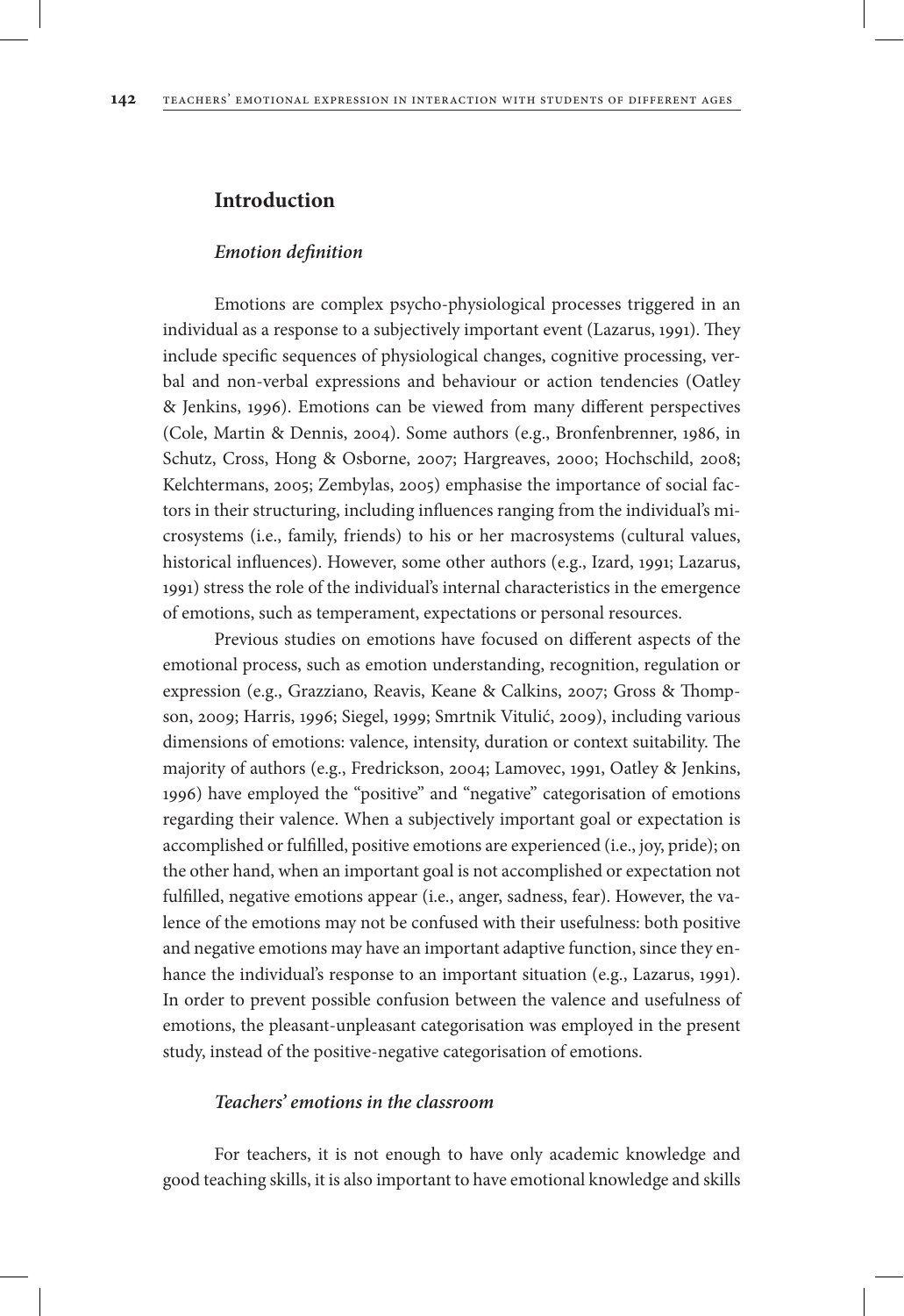## Introduction

### *Emotion definition*

Emotions are complex psycho-physiological processes triggered in an individual as a response to a subjectively important event (Lazarus, 1991). They include specific sequences of physiological changes, cognitive processing, verbal and non-verbal expressions and behaviour or action tendencies (Oatley & Jenkins, 1996). Emotions can be viewed from many different perspectives (Cole, Martin & Dennis, 2004). Some authors (e.g., Bronfenbrenner, 1986, in Schutz, Cross, Hong & Osborne, 2007; Hargreaves, 2000; Hochschild, 2008; Kelchtermans, 2005; Zembylas, 2005) emphasise the importance of social factors in their structuring, including influences ranging from the individual's microsystems (i.e., family, friends) to his or her macrosystems (cultural values, historical influences). However, some other authors (e.g., Izard, 1991; Lazarus, 1991) stress the role of the individual's internal characteristics in the emergence of emotions, such as temperament, expectations or personal resources.

Previous studies on emotions have focused on different aspects of the emotional process, such as emotion understanding, recognition, regulation or expression (e.g., Grazziano, Reavis, Keane & Calkins, 2007; Gross & Thompson, 2009; Harris, 1996; Siegel, 1999; Smrtnik Vitulić, 2009), including various dimensions of emotions: valence, intensity, duration or context suitability. The majority of authors (e.g., Fredrickson, 2004; Lamovec, 1991, Oatley & Jenkins, 1996) have employed the "positive" and "negative" categorisation of emotions regarding their valence. When a subjectively important goal or expectation is accomplished or fulfilled, positive emotions are experienced (i.e., joy, pride); on the other hand, when an important goal is not accomplished or expectation not fulfilled, negative emotions appear (i.e., anger, sadness, fear). However, the valence of the emotions may not be confused with their usefulness: both positive and negative emotions may have an important adaptive function, since they enhance the individual's response to an important situation (e.g., Lazarus, 1991). In order to prevent possible confusion between the valence and usefulness of emotions, the pleasant-unpleasant categorisation was employed in the present study, instead of the positive-negative categorisation of emotions.

### *Teachers' emotions in the classroom*

For teachers, it is not enough to have only academic knowledge and good teaching skills, it is also important to have emotional knowledge and skills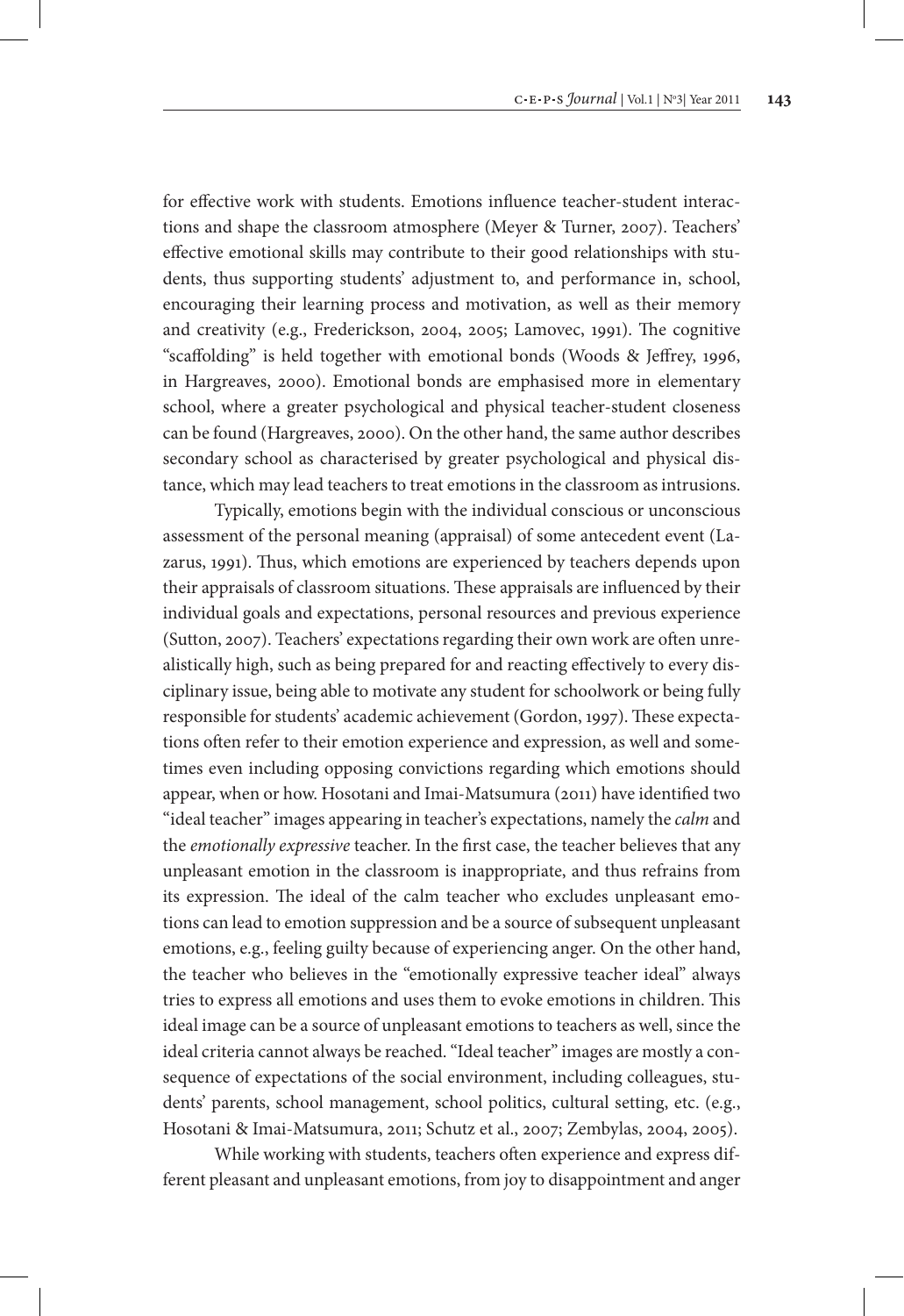for effective work with students. Emotions influence teacher-student interactions and shape the classroom atmosphere (Meyer & Turner, 2007). Teachers' effective emotional skills may contribute to their good relationships with students, thus supporting students' adjustment to, and performance in, school, encouraging their learning process and motivation, as well as their memory and creativity (e.g., Frederickson, 2004, 2005; Lamovec, 1991). The cognitive "scaffolding" is held together with emotional bonds (Woods & Jeffrey, 1996, in Hargreaves, 2000). Emotional bonds are emphasised more in elementary school, where a greater psychological and physical teacher-student closeness can be found (Hargreaves, 2000). On the other hand, the same author describes secondary school as characterised by greater psychological and physical distance, which may lead teachers to treat emotions in the classroom as intrusions.

Typically, emotions begin with the individual conscious or unconscious assessment of the personal meaning (appraisal) of some antecedent event (Lazarus, 1991). Thus, which emotions are experienced by teachers depends upon their appraisals of classroom situations. These appraisals are influenced by their individual goals and expectations, personal resources and previous experience (Sutton, 2007). Teachers' expectations regarding their own work are often unrealistically high, such as being prepared for and reacting effectively to every disciplinary issue, being able to motivate any student for schoolwork or being fully responsible for students' academic achievement (Gordon, 1997). These expectations often refer to their emotion experience and expression, as well and sometimes even including opposing convictions regarding which emotions should appear, when or how. Hosotani and Imai-Matsumura (2011) have identified two "ideal teacher" images appearing in teacher's expectations, namely the *calm* and the *emotionally expressive* teacher. In the first case, the teacher believes that any unpleasant emotion in the classroom is inappropriate, and thus refrains from its expression. The ideal of the calm teacher who excludes unpleasant emotions can lead to emotion suppression and be a source of subsequent unpleasant emotions, e.g., feeling guilty because of experiencing anger. On the other hand, the teacher who believes in the "emotionally expressive teacher ideal" always tries to express all emotions and uses them to evoke emotions in children. This ideal image can be a source of unpleasant emotions to teachers as well, since the ideal criteria cannot always be reached. "Ideal teacher" images are mostly a consequence of expectations of the social environment, including colleagues, students' parents, school management, school politics, cultural setting, etc. (e.g., Hosotani & Imai-Matsumura, 2011; Schutz et al., 2007; Zembylas, 2004, 2005).

While working with students, teachers often experience and express different pleasant and unpleasant emotions, from joy to disappointment and anger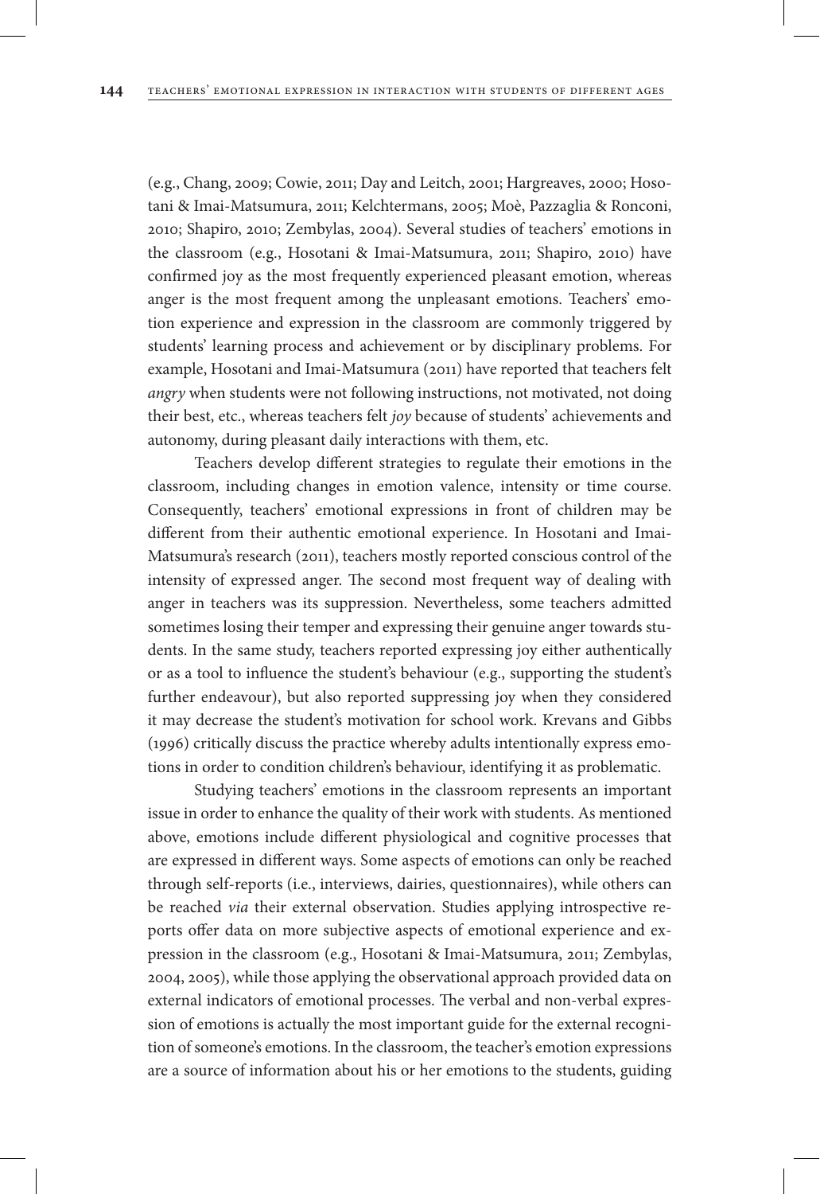(e.g., Chang, 2009; Cowie, 2011; Day and Leitch, 2001; Hargreaves, 2000; Hosotani & Imai-Matsumura, 2011; Kelchtermans, 2005; Moè, Pazzaglia & Ronconi, 2010; Shapiro, 2010; Zembylas, 2004). Several studies of teachers' emotions in the classroom (e.g., Hosotani & Imai-Matsumura, 2011; Shapiro, 2010) have confirmed joy as the most frequently experienced pleasant emotion, whereas anger is the most frequent among the unpleasant emotions. Teachers' emotion experience and expression in the classroom are commonly triggered by students' learning process and achievement or by disciplinary problems. For example, Hosotani and Imai-Matsumura (2011) have reported that teachers felt *angry* when students were not following instructions, not motivated, not doing their best, etc., whereas teachers felt *joy* because of students' achievements and autonomy, during pleasant daily interactions with them, etc.

Teachers develop different strategies to regulate their emotions in the classroom, including changes in emotion valence, intensity or time course. Consequently, teachers' emotional expressions in front of children may be different from their authentic emotional experience. In Hosotani and Imai-Matsumura's research (2011), teachers mostly reported conscious control of the intensity of expressed anger. The second most frequent way of dealing with anger in teachers was its suppression. Nevertheless, some teachers admitted sometimes losing their temper and expressing their genuine anger towards students. In the same study, teachers reported expressing joy either authentically or as a tool to influence the student's behaviour (e.g., supporting the student's further endeavour), but also reported suppressing joy when they considered it may decrease the student's motivation for school work. Krevans and Gibbs (1996) critically discuss the practice whereby adults intentionally express emotions in order to condition children's behaviour, identifying it as problematic.

Studying teachers' emotions in the classroom represents an important issue in order to enhance the quality of their work with students. As mentioned above, emotions include different physiological and cognitive processes that are expressed in different ways. Some aspects of emotions can only be reached through self-reports (i.e., interviews, dairies, questionnaires), while others can be reached *via* their external observation. Studies applying introspective reports offer data on more subjective aspects of emotional experience and expression in the classroom (e.g., Hosotani & Imai-Matsumura, 2011; Zembylas, 2004, 2005), while those applying the observational approach provided data on external indicators of emotional processes. The verbal and non-verbal expression of emotions is actually the most important guide for the external recognition of someone's emotions. In the classroom, the teacher's emotion expressions are a source of information about his or her emotions to the students, guiding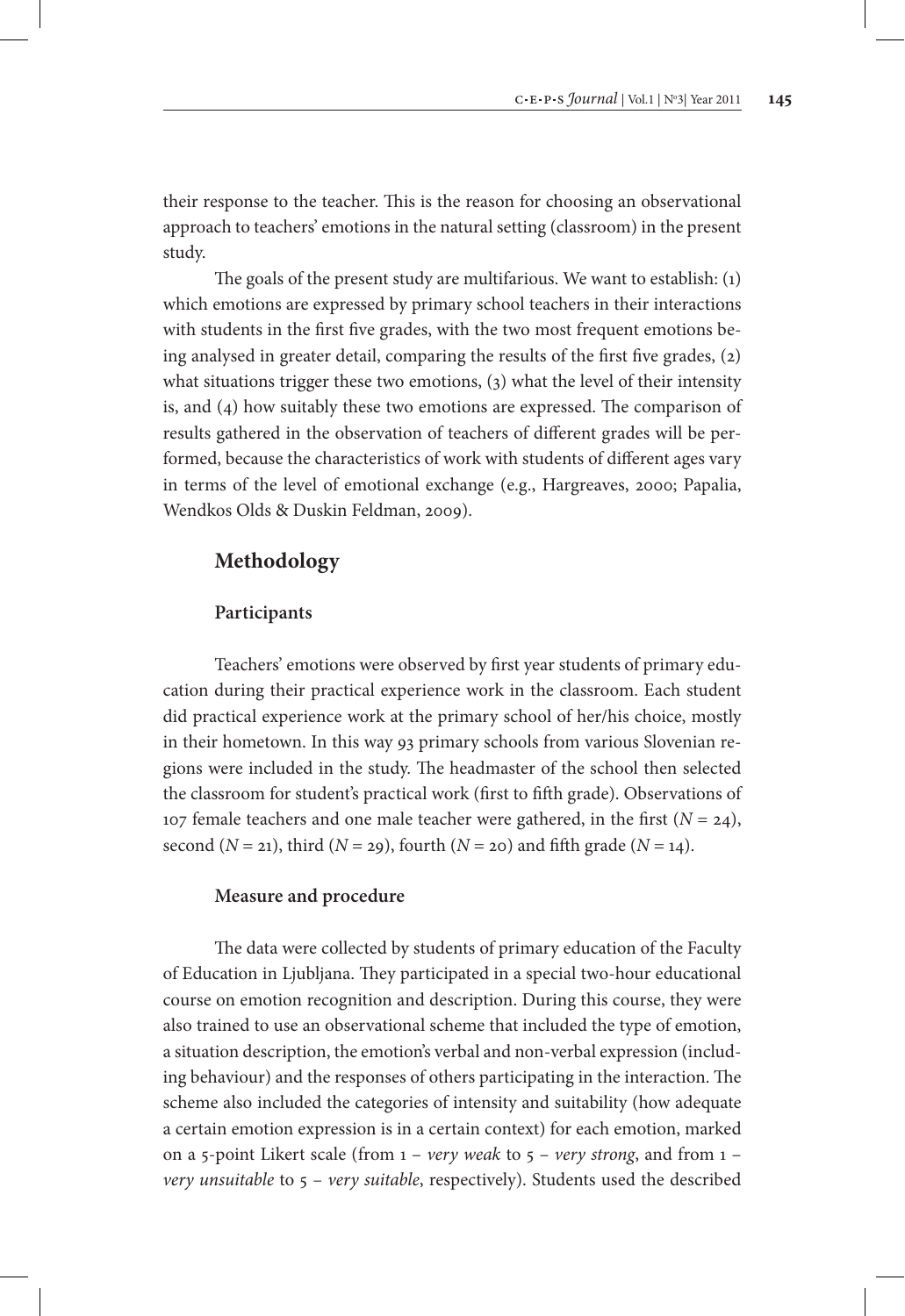their response to the teacher. This is the reason for choosing an observational approach to teachers' emotions in the natural setting (classroom) in the present study.

The goals of the present study are multifarious. We want to establish: (1) which emotions are expressed by primary school teachers in their interactions with students in the first five grades, with the two most frequent emotions being analysed in greater detail, comparing the results of the first five grades, (2) what situations trigger these two emotions, (3) what the level of their intensity is, and (4) how suitably these two emotions are expressed. The comparison of results gathered in the observation of teachers of different grades will be performed, because the characteristics of work with students of different ages vary in terms of the level of emotional exchange (e.g., Hargreaves, 2000; Papalia, Wendkos Olds & Duskin Feldman, 2009).

## Methodology

### Participants

Teachers' emotions were observed by first year students of primary education during their practical experience work in the classroom. Each student did practical experience work at the primary school of her/his choice, mostly in their hometown. In this way 93 primary schools from various Slovenian regions were included in the study. The headmaster of the school then selected the classroom for student's practical work (first to fifth grade). Observations of 107 female teachers and one male teacher were gathered, in the first ($N = 24$), second ($N = 21$), third ($N = 29$), fourth ($N = 20$) and fifth grade ($N = 14$).

### Measure and procedure

The data were collected by students of primary education of the Faculty of Education in Ljubljana. They participated in a special two-hour educational course on emotion recognition and description. During this course, they were also trained to use an observational scheme that included the type of emotion, a situation description, the emotion's verbal and non-verbal expression (including behaviour) and the responses of others participating in the interaction. The scheme also included the categories of intensity and suitability (how adequate a certain emotion expression is in a certain context) for each emotion, marked on a 5-point Likert scale (from 1 – *very weak* to 5 – *very strong*, and from 1 – *very unsuitable* to 5 – *very suitable*, respectively). Students used the described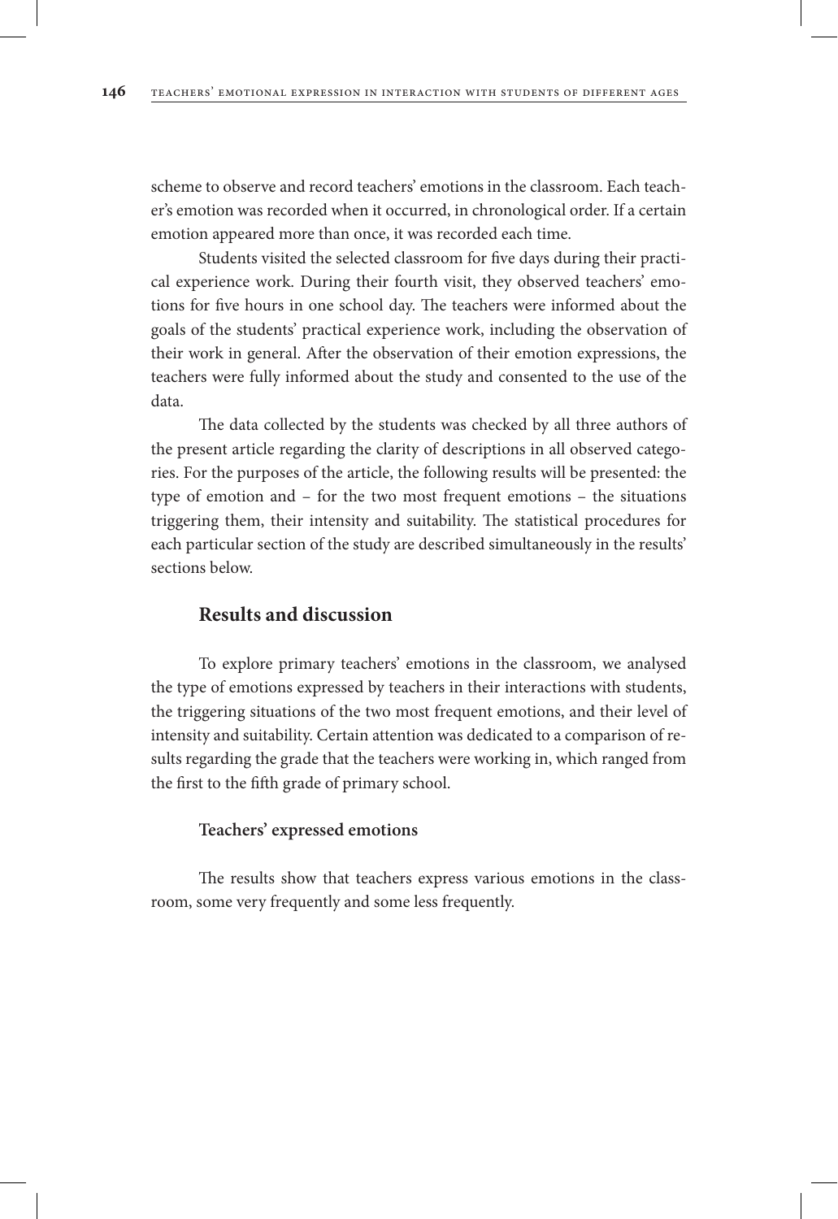scheme to observe and record teachers' emotions in the classroom. Each teacher's emotion was recorded when it occurred, in chronological order. If a certain emotion appeared more than once, it was recorded each time.

Students visited the selected classroom for five days during their practical experience work. During their fourth visit, they observed teachers' emotions for five hours in one school day. The teachers were informed about the goals of the students' practical experience work, including the observation of their work in general. After the observation of their emotion expressions, the teachers were fully informed about the study and consented to the use of the data.

The data collected by the students was checked by all three authors of the present article regarding the clarity of descriptions in all observed categories. For the purposes of the article, the following results will be presented: the type of emotion and – for the two most frequent emotions – the situations triggering them, their intensity and suitability. The statistical procedures for each particular section of the study are described simultaneously in the results' sections below.

## Results and discussion

To explore primary teachers' emotions in the classroom, we analysed the type of emotions expressed by teachers in their interactions with students, the triggering situations of the two most frequent emotions, and their level of intensity and suitability. Certain attention was dedicated to a comparison of results regarding the grade that the teachers were working in, which ranged from the first to the fifth grade of primary school.

### Teachers' expressed emotions

The results show that teachers express various emotions in the classroom, some very frequently and some less frequently.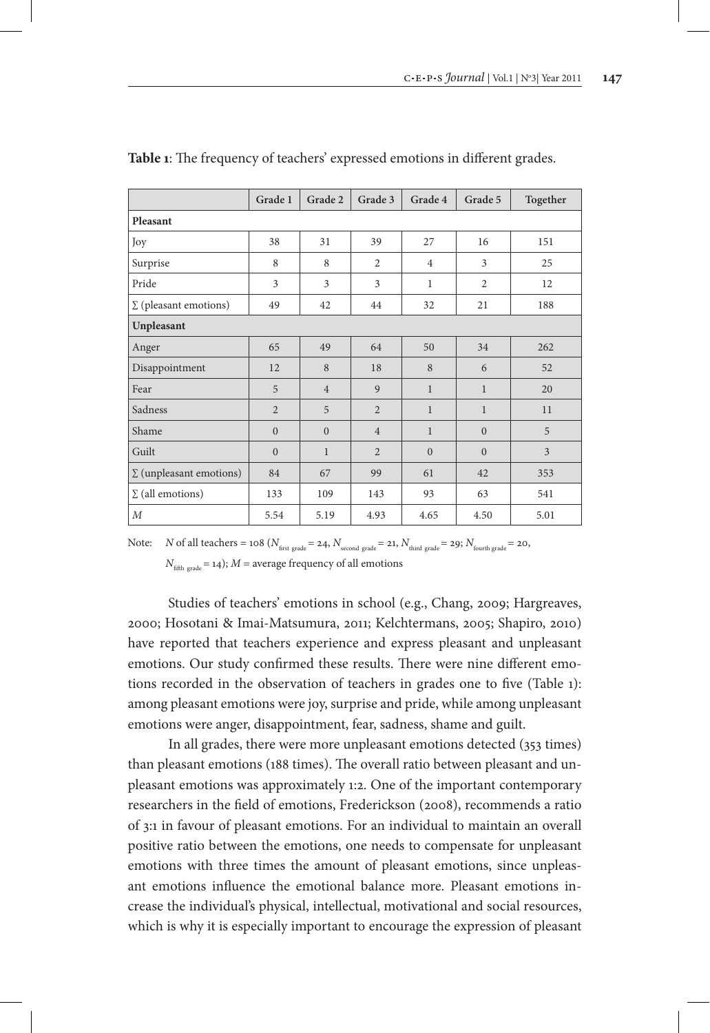**Table 1**: The frequency of teachers' expressed emotions in different grades.

| | Grade 1 | Grade 2 | Grade 3 | Grade 4 | Grade 5 | Together |
|---|---|---|---|---|---|---|
| **Pleasant** | | | | | | |
| Joy | 38 | 31 | 39 | 27 | 16 | 151 |
| Surprise | 8 | 8 | 2 | 4 | 3 | 25 |
| Pride | 3 | 3 | 3 | 1 | 2 | 12 |
| ∑ (pleasant emotions) | 49 | 42 | 44 | 32 | 21 | 188 |
| **Unpleasant** | | | | | | |
| Anger | 65 | 49 | 64 | 50 | 34 | 262 |
| Disappointment | 12 | 8 | 18 | 8 | 6 | 52 |
| Fear | 5 | 4 | 9 | 1 | 1 | 20 |
| Sadness | 2 | 5 | 2 | 1 | 1 | 11 |
| Shame | 0 | 0 | 4 | 1 | 0 | 5 |
| Guilt | 0 | 1 | 2 | 0 | 0 | 3 |
| ∑ (unpleasant emotions) | 84 | 67 | 99 | 61 | 42 | 353 |
| ∑ (all emotions) | 133 | 109 | 143 | 93 | 63 | 541 |
| *M* | 5.54 | 5.19 | 4.93 | 4.65 | 4.50 | 5.01 |

Note: $N$ of all teachers = 108 ($N_{\text{first grade}} = 24$, $N_{\text{second grade}} = 21$, $N_{\text{third grade}} = 29$; $N_{\text{fourth grade}} = 20$, $N_{\text{fifth grade}} = 14$); $M$ = average frequency of all emotions

Studies of teachers' emotions in school (e.g., Chang, 2009; Hargreaves, 2000; Hosotani & Imai-Matsumura, 2011; Kelchtermans, 2005; Shapiro, 2010) have reported that teachers experience and express pleasant and unpleasant emotions. Our study confirmed these results. There were nine different emotions recorded in the observation of teachers in grades one to five (Table 1): among pleasant emotions were joy, surprise and pride, while among unpleasant emotions were anger, disappointment, fear, sadness, shame and guilt.

In all grades, there were more unpleasant emotions detected (353 times) than pleasant emotions (188 times). The overall ratio between pleasant and unpleasant emotions was approximately 1:2. One of the important contemporary researchers in the field of emotions, Frederickson (2008), recommends a ratio of 3:1 in favour of pleasant emotions. For an individual to maintain an overall positive ratio between the emotions, one needs to compensate for unpleasant emotions with three times the amount of pleasant emotions, since unpleasant emotions influence the emotional balance more. Pleasant emotions increase the individual's physical, intellectual, motivational and social resources, which is why it is especially important to encourage the expression of pleasant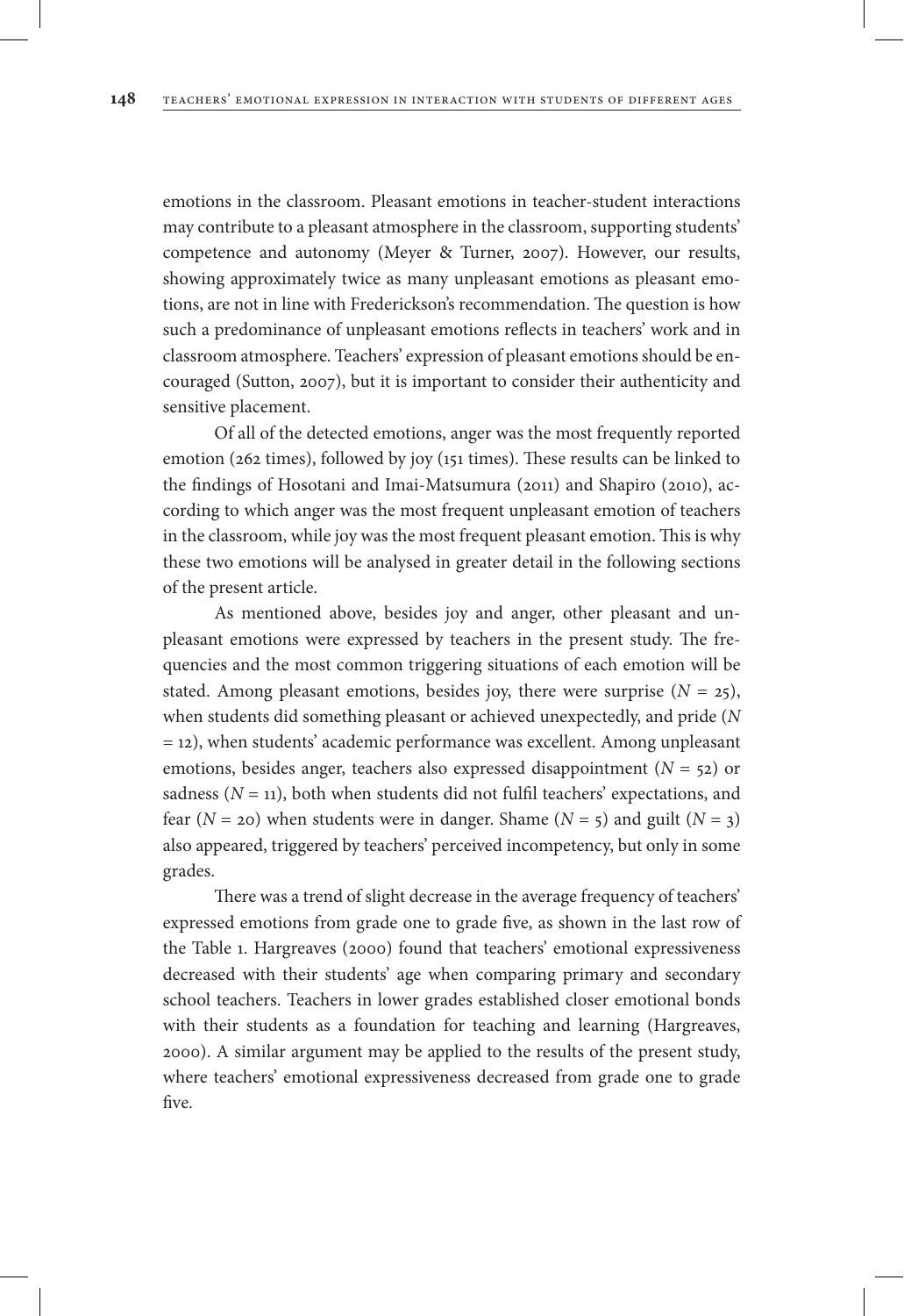emotions in the classroom. Pleasant emotions in teacher-student interactions may contribute to a pleasant atmosphere in the classroom, supporting students' competence and autonomy (Meyer & Turner, 2007). However, our results, showing approximately twice as many unpleasant emotions as pleasant emotions, are not in line with Frederickson's recommendation. The question is how such a predominance of unpleasant emotions reflects in teachers' work and in classroom atmosphere. Teachers' expression of pleasant emotions should be encouraged (Sutton, 2007), but it is important to consider their authenticity and sensitive placement.

Of all of the detected emotions, anger was the most frequently reported emotion (262 times), followed by joy (151 times). These results can be linked to the findings of Hosotani and Imai-Matsumura (2011) and Shapiro (2010), according to which anger was the most frequent unpleasant emotion of teachers in the classroom, while joy was the most frequent pleasant emotion. This is why these two emotions will be analysed in greater detail in the following sections of the present article.

As mentioned above, besides joy and anger, other pleasant and unpleasant emotions were expressed by teachers in the present study. The frequencies and the most common triggering situations of each emotion will be stated. Among pleasant emotions, besides joy, there were surprise ($N = 25$), when students did something pleasant or achieved unexpectedly, and pride ($N = 12$), when students' academic performance was excellent. Among unpleasant emotions, besides anger, teachers also expressed disappointment ($N = 52$) or sadness ($N = 11$), both when students did not fulfil teachers' expectations, and fear ($N = 20$) when students were in danger. Shame ($N = 5$) and guilt ($N = 3$) also appeared, triggered by teachers' perceived incompetency, but only in some grades.

There was a trend of slight decrease in the average frequency of teachers' expressed emotions from grade one to grade five, as shown in the last row of the Table 1. Hargreaves (2000) found that teachers' emotional expressiveness decreased with their students' age when comparing primary and secondary school teachers. Teachers in lower grades established closer emotional bonds with their students as a foundation for teaching and learning (Hargreaves, 2000). A similar argument may be applied to the results of the present study, where teachers' emotional expressiveness decreased from grade one to grade five.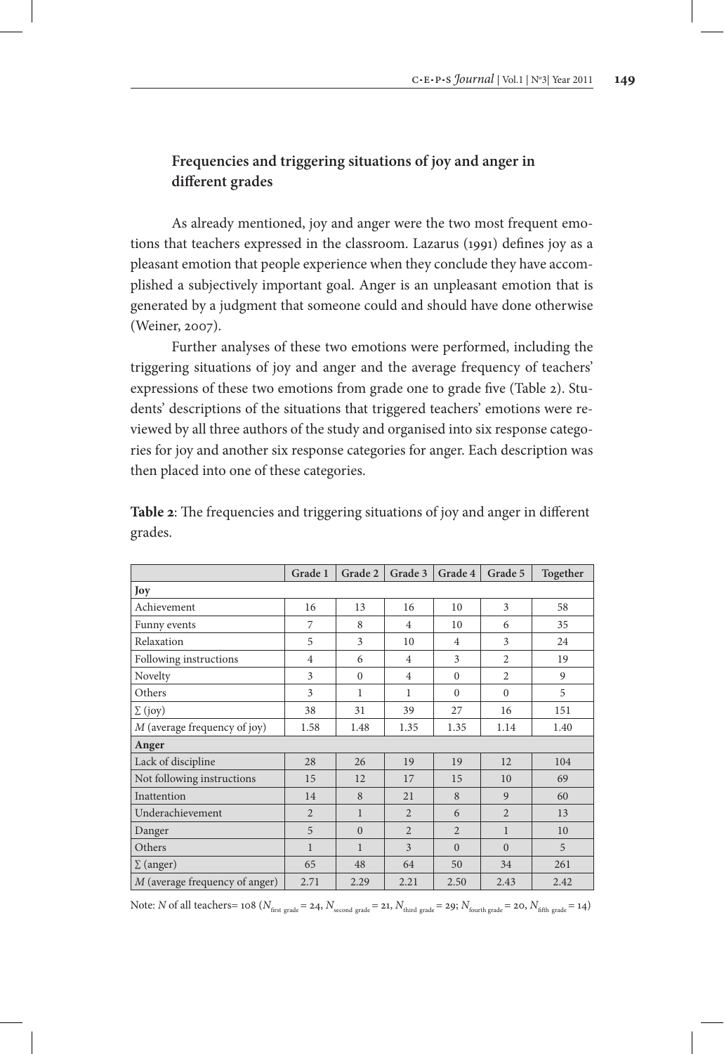### Frequencies and triggering situations of joy and anger in different grades

As already mentioned, joy and anger were the two most frequent emotions that teachers expressed in the classroom. Lazarus (1991) defines joy as a pleasant emotion that people experience when they conclude they have accomplished a subjectively important goal. Anger is an unpleasant emotion that is generated by a judgment that someone could and should have done otherwise (Weiner, 2007).

Further analyses of these two emotions were performed, including the triggering situations of joy and anger and the average frequency of teachers' expressions of these two emotions from grade one to grade five (Table 2). Students' descriptions of the situations that triggered teachers' emotions were reviewed by all three authors of the study and organised into six response categories for joy and another six response categories for anger. Each description was then placed into one of these categories.

**Table 2**: The frequencies and triggering situations of joy and anger in different grades.

| | Grade 1 | Grade 2 | Grade 3 | Grade 4 | Grade 5 | Together |
|---|---|---|---|---|---|---|
| **Joy** | | | | | | |
| Achievement | 16 | 13 | 16 | 10 | 3 | 58 |
| Funny events | 7 | 8 | 4 | 10 | 6 | 35 |
| Relaxation | 5 | 3 | 10 | 4 | 3 | 24 |
| Following instructions | 4 | 6 | 4 | 3 | 2 | 19 |
| Novelty | 3 | 0 | 4 | 0 | 2 | 9 |
| Others | 3 | 1 | 1 | 0 | 0 | 5 |
| ∑ (joy) | 38 | 31 | 39 | 27 | 16 | 151 |
| *M* (average frequency of joy) | 1.58 | 1.48 | 1.35 | 1.35 | 1.14 | 1.40 |
| **Anger** | | | | | | |
| Lack of discipline | 28 | 26 | 19 | 19 | 12 | 104 |
| Not following instructions | 15 | 12 | 17 | 15 | 10 | 69 |
| Inattention | 14 | 8 | 21 | 8 | 9 | 60 |
| Underachievement | 2 | 1 | 2 | 6 | 2 | 13 |
| Danger | 5 | 0 | 2 | 2 | 1 | 10 |
| Others | 1 | 1 | 3 | 0 | 0 | 5 |
| ∑ (anger) | 65 | 48 | 64 | 50 | 34 | 261 |
| *M* (average frequency of anger) | 2.71 | 2.29 | 2.21 | 2.50 | 2.43 | 2.42 |

Note: $N$ of all teachers= 108 ($N_{\text{first grade}} = 24$, $N_{\text{second grade}} = 21$, $N_{\text{third grade}} = 29$; $N_{\text{fourth grade}} = 20$, $N_{\text{fifth grade}} = 14$)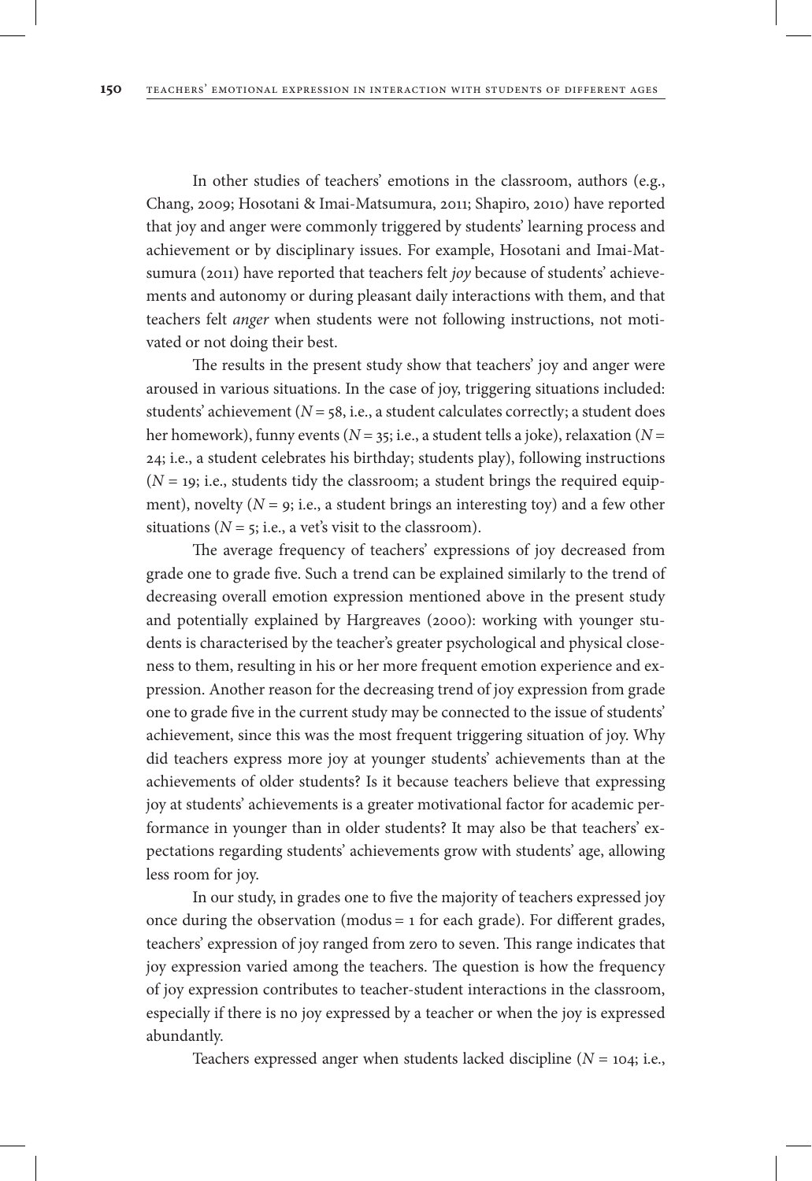In other studies of teachers' emotions in the classroom, authors (e.g., Chang, 2009; Hosotani & Imai-Matsumura, 2011; Shapiro, 2010) have reported that joy and anger were commonly triggered by students' learning process and achievement or by disciplinary issues. For example, Hosotani and Imai-Matsumura (2011) have reported that teachers felt *joy* because of students' achievements and autonomy or during pleasant daily interactions with them, and that teachers felt *anger* when students were not following instructions, not motivated or not doing their best.

The results in the present study show that teachers' joy and anger were aroused in various situations. In the case of joy, triggering situations included: students' achievement ($N = 58$, i.e., a student calculates correctly; a student does her homework), funny events ($N = 35$; i.e., a student tells a joke), relaxation ($N = 24$; i.e., a student celebrates his birthday; students play), following instructions ($N = 19$; i.e., students tidy the classroom; a student brings the required equipment), novelty ($N = 9$; i.e., a student brings an interesting toy) and a few other situations ($N = 5$; i.e., a vet's visit to the classroom).

The average frequency of teachers' expressions of joy decreased from grade one to grade five. Such a trend can be explained similarly to the trend of decreasing overall emotion expression mentioned above in the present study and potentially explained by Hargreaves (2000): working with younger students is characterised by the teacher's greater psychological and physical closeness to them, resulting in his or her more frequent emotion experience and expression. Another reason for the decreasing trend of joy expression from grade one to grade five in the current study may be connected to the issue of students' achievement, since this was the most frequent triggering situation of joy. Why did teachers express more joy at younger students' achievements than at the achievements of older students? Is it because teachers believe that expressing joy at students' achievements is a greater motivational factor for academic performance in younger than in older students? It may also be that teachers' expectations regarding students' achievements grow with students' age, allowing less room for joy.

In our study, in grades one to five the majority of teachers expressed joy once during the observation (modus = 1 for each grade). For different grades, teachers' expression of joy ranged from zero to seven. This range indicates that joy expression varied among the teachers. The question is how the frequency of joy expression contributes to teacher-student interactions in the classroom, especially if there is no joy expressed by a teacher or when the joy is expressed abundantly.

Teachers expressed anger when students lacked discipline ($N = 104$; i.e.,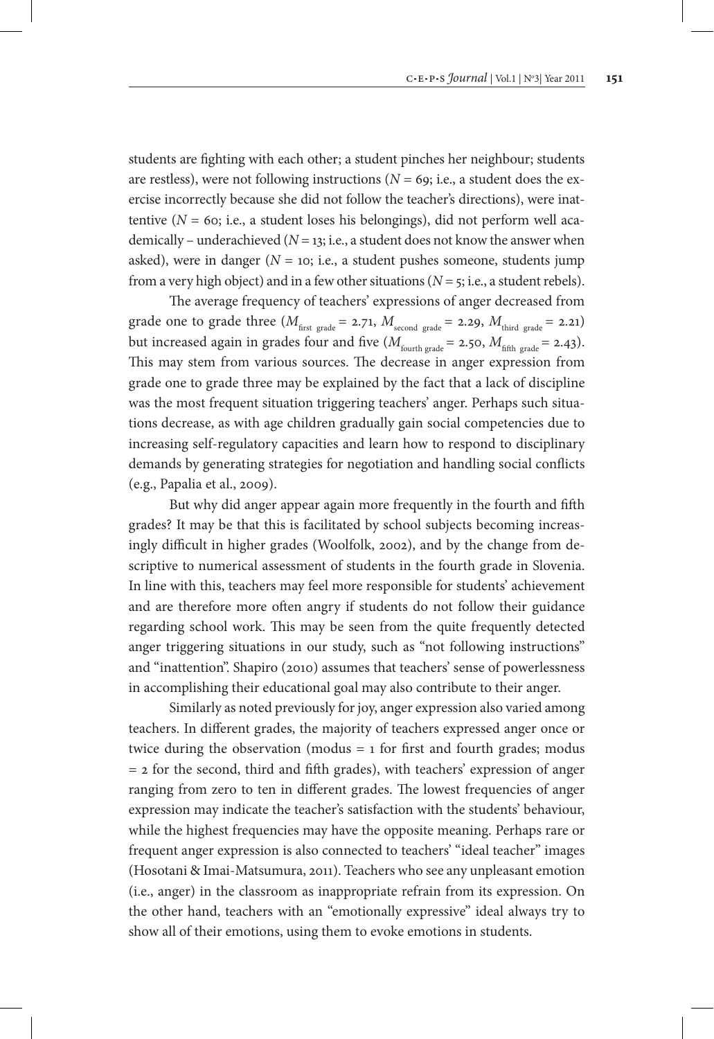students are fighting with each other; a student pinches her neighbour; students are restless), were not following instructions ($N = 69$; i.e., a student does the exercise incorrectly because she did not follow the teacher's directions), were inattentive ($N = 60$; i.e., a student loses his belongings), did not perform well academically – underachieved ($N = 13$; i.e., a student does not know the answer when asked), were in danger ($N = 10$; i.e., a student pushes someone, students jump from a very high object) and in a few other situations ($N = 5$; i.e., a student rebels).

The average frequency of teachers' expressions of anger decreased from grade one to grade three ($M_{\text{first grade}} = 2.71$, $M_{\text{second grade}} = 2.29$, $M_{\text{third grade}} = 2.21$) but increased again in grades four and five ($M_{\text{fourth grade}} = 2.50$, $M_{\text{fifth grade}} = 2.43$). This may stem from various sources. The decrease in anger expression from grade one to grade three may be explained by the fact that a lack of discipline was the most frequent situation triggering teachers' anger. Perhaps such situations decrease, as with age children gradually gain social competencies due to increasing self-regulatory capacities and learn how to respond to disciplinary demands by generating strategies for negotiation and handling social conflicts (e.g., Papalia et al., 2009).

But why did anger appear again more frequently in the fourth and fifth grades? It may be that this is facilitated by school subjects becoming increasingly difficult in higher grades (Woolfolk, 2002), and by the change from descriptive to numerical assessment of students in the fourth grade in Slovenia. In line with this, teachers may feel more responsible for students' achievement and are therefore more often angry if students do not follow their guidance regarding school work. This may be seen from the quite frequently detected anger triggering situations in our study, such as "not following instructions" and "inattention". Shapiro (2010) assumes that teachers' sense of powerlessness in accomplishing their educational goal may also contribute to their anger.

Similarly as noted previously for joy, anger expression also varied among teachers. In different grades, the majority of teachers expressed anger once or twice during the observation (modus = 1 for first and fourth grades; modus = 2 for the second, third and fifth grades), with teachers' expression of anger ranging from zero to ten in different grades. The lowest frequencies of anger expression may indicate the teacher's satisfaction with the students' behaviour, while the highest frequencies may have the opposite meaning. Perhaps rare or frequent anger expression is also connected to teachers' "ideal teacher" images (Hosotani & Imai-Matsumura, 2011). Teachers who see any unpleasant emotion (i.e., anger) in the classroom as inappropriate refrain from its expression. On the other hand, teachers with an "emotionally expressive" ideal always try to show all of their emotions, using them to evoke emotions in students.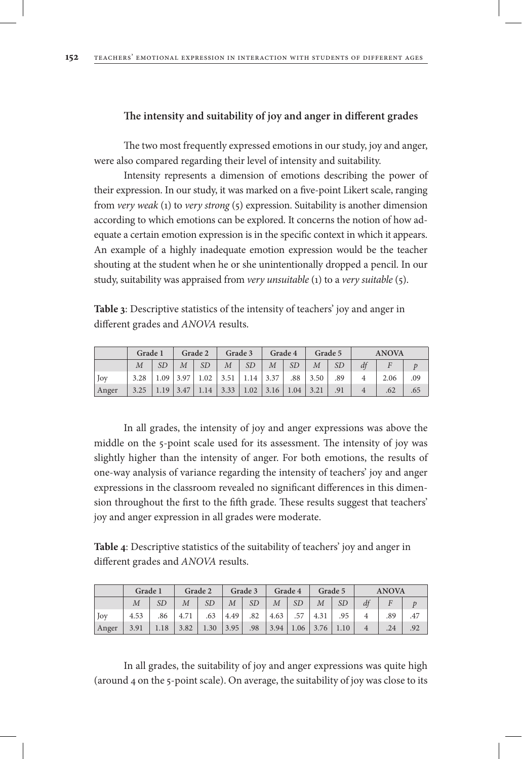### The intensity and suitability of joy and anger in different grades

The two most frequently expressed emotions in our study, joy and anger, were also compared regarding their level of intensity and suitability.

Intensity represents a dimension of emotions describing the power of their expression. In our study, it was marked on a five-point Likert scale, ranging from *very weak* (1) to *very strong* (5) expression. Suitability is another dimension according to which emotions can be explored. It concerns the notion of how adequate a certain emotion expression is in the specific context in which it appears. An example of a highly inadequate emotion expression would be the teacher shouting at the student when he or she unintentionally dropped a pencil. In our study, suitability was appraised from *very unsuitable* (1) to a *very suitable* (5).

**Table 3**: Descriptive statistics of the intensity of teachers' joy and anger in different grades and *ANOVA* results.

| | Grade 1 | | Grade 2 | | Grade 3 | | Grade 4 | | Grade 5 | | ANOVA | | |
|---|---|---|---|---|---|---|---|---|---|---|---|---|---|
| | *M* | *SD* | *M* | *SD* | *M* | *SD* | *M* | *SD* | *M* | *SD* | *df* | *F* | *p* |
| Joy | 3.28 | 1.09 | 3.97 | 1.02 | 3.51 | 1.14 | 3.37 | .88 | 3.50 | .89 | 4 | 2.06 | .09 |
| Anger | 3.25 | 1.19 | 3.47 | 1.14 | 3.33 | 1.02 | 3.16 | 1.04 | 3.21 | .91 | 4 | .62 | .65 |

In all grades, the intensity of joy and anger expressions was above the middle on the 5-point scale used for its assessment. The intensity of joy was slightly higher than the intensity of anger. For both emotions, the results of one-way analysis of variance regarding the intensity of teachers' joy and anger expressions in the classroom revealed no significant differences in this dimension throughout the first to the fifth grade. These results suggest that teachers' joy and anger expression in all grades were moderate.

**Table 4**: Descriptive statistics of the suitability of teachers' joy and anger in different grades and *ANOVA* results.

| | Grade 1 | | Grade 2 | | Grade 3 | | Grade 4 | | Grade 5 | | ANOVA | | |
|---|---|---|---|---|---|---|---|---|---|---|---|---|---|
| | *M* | *SD* | *M* | *SD* | *M* | *SD* | *M* | *SD* | *M* | *SD* | *df* | *F* | *p* |
| Joy | 4.53 | .86 | 4.71 | .63 | 4.49 | .82 | 4.63 | .57 | 4.31 | .95 | 4 | .89 | .47 |
| Anger | 3.91 | 1.18 | 3.82 | 1.30 | 3.95 | .98 | 3.94 | 1.06 | 3.76 | 1.10 | 4 | .24 | .92 |

In all grades, the suitability of joy and anger expressions was quite high (around 4 on the 5-point scale). On average, the suitability of joy was close to its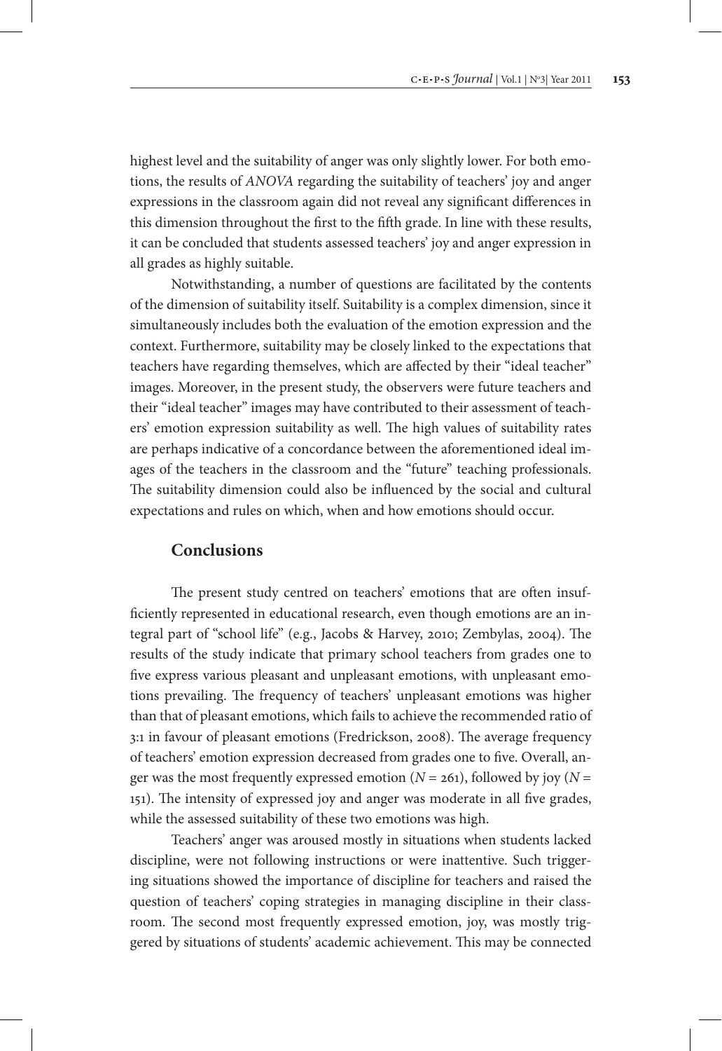highest level and the suitability of anger was only slightly lower. For both emotions, the results of *ANOVA* regarding the suitability of teachers' joy and anger expressions in the classroom again did not reveal any significant differences in this dimension throughout the first to the fifth grade. In line with these results, it can be concluded that students assessed teachers' joy and anger expression in all grades as highly suitable.

Notwithstanding, a number of questions are facilitated by the contents of the dimension of suitability itself. Suitability is a complex dimension, since it simultaneously includes both the evaluation of the emotion expression and the context. Furthermore, suitability may be closely linked to the expectations that teachers have regarding themselves, which are affected by their "ideal teacher" images. Moreover, in the present study, the observers were future teachers and their "ideal teacher" images may have contributed to their assessment of teachers' emotion expression suitability as well. The high values of suitability rates are perhaps indicative of a concordance between the aforementioned ideal images of the teachers in the classroom and the "future" teaching professionals. The suitability dimension could also be influenced by the social and cultural expectations and rules on which, when and how emotions should occur.

## Conclusions

The present study centred on teachers' emotions that are often insufficiently represented in educational research, even though emotions are an integral part of "school life" (e.g., Jacobs & Harvey, 2010; Zembylas, 2004). The results of the study indicate that primary school teachers from grades one to five express various pleasant and unpleasant emotions, with unpleasant emotions prevailing. The frequency of teachers' unpleasant emotions was higher than that of pleasant emotions, which fails to achieve the recommended ratio of 3:1 in favour of pleasant emotions (Fredrickson, 2008). The average frequency of teachers' emotion expression decreased from grades one to five. Overall, anger was the most frequently expressed emotion ($N = 261$), followed by joy ($N = 151$). The intensity of expressed joy and anger was moderate in all five grades, while the assessed suitability of these two emotions was high.

Teachers' anger was aroused mostly in situations when students lacked discipline, were not following instructions or were inattentive. Such triggering situations showed the importance of discipline for teachers and raised the question of teachers' coping strategies in managing discipline in their classroom. The second most frequently expressed emotion, joy, was mostly triggered by situations of students' academic achievement. This may be connected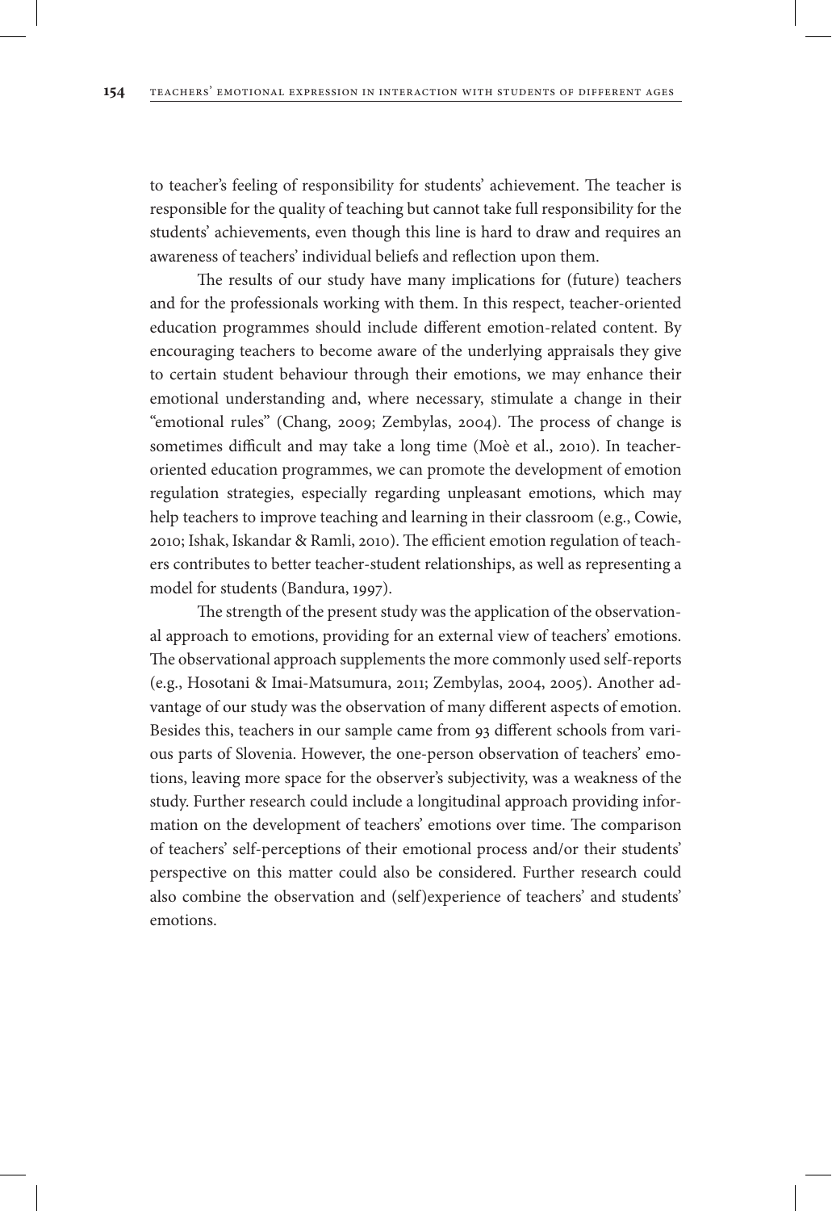to teacher's feeling of responsibility for students' achievement. The teacher is responsible for the quality of teaching but cannot take full responsibility for the students' achievements, even though this line is hard to draw and requires an awareness of teachers' individual beliefs and reflection upon them.

The results of our study have many implications for (future) teachers and for the professionals working with them. In this respect, teacher-oriented education programmes should include different emotion-related content. By encouraging teachers to become aware of the underlying appraisals they give to certain student behaviour through their emotions, we may enhance their emotional understanding and, where necessary, stimulate a change in their "emotional rules" (Chang, 2009; Zembylas, 2004). The process of change is sometimes difficult and may take a long time (Moè et al., 2010). In teacher-oriented education programmes, we can promote the development of emotion regulation strategies, especially regarding unpleasant emotions, which may help teachers to improve teaching and learning in their classroom (e.g., Cowie, 2010; Ishak, Iskandar & Ramli, 2010). The efficient emotion regulation of teachers contributes to better teacher-student relationships, as well as representing a model for students (Bandura, 1997).

The strength of the present study was the application of the observational approach to emotions, providing for an external view of teachers' emotions. The observational approach supplements the more commonly used self-reports (e.g., Hosotani & Imai-Matsumura, 2011; Zembylas, 2004, 2005). Another advantage of our study was the observation of many different aspects of emotion. Besides this, teachers in our sample came from 93 different schools from various parts of Slovenia. However, the one-person observation of teachers' emotions, leaving more space for the observer's subjectivity, was a weakness of the study. Further research could include a longitudinal approach providing information on the development of teachers' emotions over time. The comparison of teachers' self-perceptions of their emotional process and/or their students' perspective on this matter could also be considered. Further research could also combine the observation and (self)experience of teachers' and students' emotions.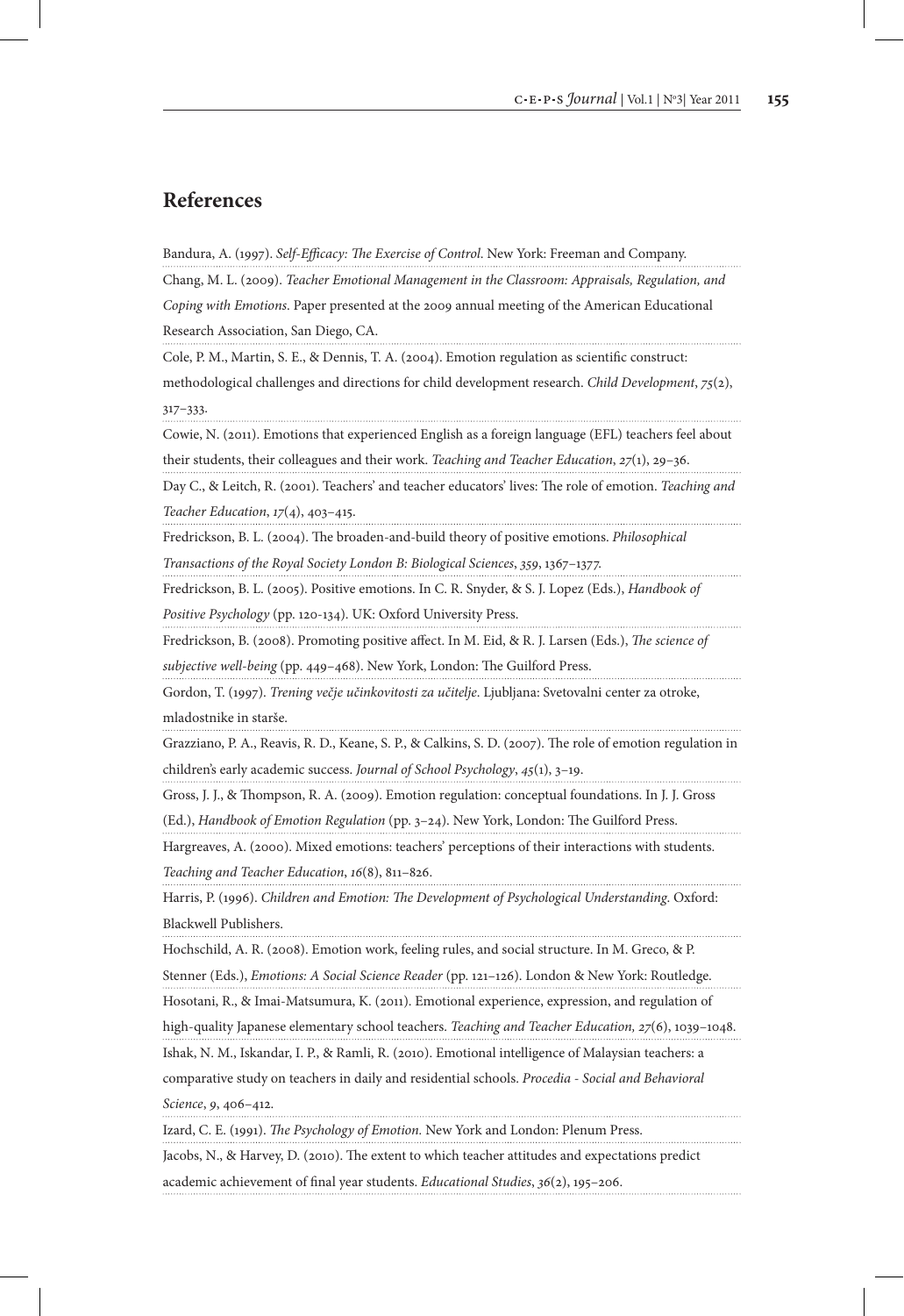## References

Bandura, A. (1997). *Self-Efficacy: The Exercise of Control*. New York: Freeman and Company.

Chang, M. L. (2009). *Teacher Emotional Management in the Classroom: Appraisals, Regulation, and Coping with Emotions*. Paper presented at the 2009 annual meeting of the American Educational Research Association, San Diego, CA.

Cole, P. M., Martin, S. E., & Dennis, T. A. (2004). Emotion regulation as scientific construct: methodological challenges and directions for child development research. *Child Development*, *75*(2), 317–333.

Cowie, N. (2011). Emotions that experienced English as a foreign language (EFL) teachers feel about their students, their colleagues and their work. *Teaching and Teacher Education*, *27*(1), 29–36.

Day C., & Leitch, R. (2001). Teachers' and teacher educators' lives: The role of emotion. *Teaching and Teacher Education*, *17*(4), 403–415.

Fredrickson, B. L. (2004). The broaden-and-build theory of positive emotions. *Philosophical Transactions of the Royal Society London B: Biological Sciences*, *359*, 1367–1377.

Fredrickson, B. L. (2005). Positive emotions. In C. R. Snyder, & S. J. Lopez (Eds.), *Handbook of Positive Psychology* (pp. 120-134). UK: Oxford University Press.

Fredrickson, B. (2008). Promoting positive affect. In M. Eid, & R. J. Larsen (Eds.), *The science of subjective well-being* (pp. 449–468). New York, London: The Guilford Press.

Gordon, T. (1997). *Trening večje učinkovitosti za učitelje*. Ljubljana: Svetovalni center za otroke, mladostnike in starše.

Grazziano, P. A., Reavis, R. D., Keane, S. P., & Calkins, S. D. (2007). The role of emotion regulation in children's early academic success. *Journal of School Psychology*, *45*(1), 3–19.

Gross, J. J., & Thompson, R. A. (2009). Emotion regulation: conceptual foundations. In J. J. Gross (Ed.), *Handbook of Emotion Regulation* (pp. 3–24). New York, London: The Guilford Press.

Hargreaves, A. (2000). Mixed emotions: teachers' perceptions of their interactions with students. *Teaching and Teacher Education*, *16*(8), 811–826.

Harris, P. (1996). *Children and Emotion: The Development of Psychological Understanding*. Oxford: Blackwell Publishers.

Hochschild, A. R. (2008). Emotion work, feeling rules, and social structure. In M. Greco, & P. Stenner (Eds.), *Emotions: A Social Science Reader* (pp. 121–126). London & New York: Routledge.

Hosotani, R., & Imai-Matsumura, K. (2011). Emotional experience, expression, and regulation of high-quality Japanese elementary school teachers. *Teaching and Teacher Education, 27*(6), 1039–1048.

Ishak, N. M., Iskandar, I. P., & Ramli, R. (2010). Emotional intelligence of Malaysian teachers: a comparative study on teachers in daily and residential schools. *Procedia - Social and Behavioral Science*, *9*, 406–412.

Izard, C. E. (1991). *The Psychology of Emotion*. New York and London: Plenum Press.

Jacobs, N., & Harvey, D. (2010). The extent to which teacher attitudes and expectations predict academic achievement of final year students. *Educational Studies*, *36*(2), 195–206.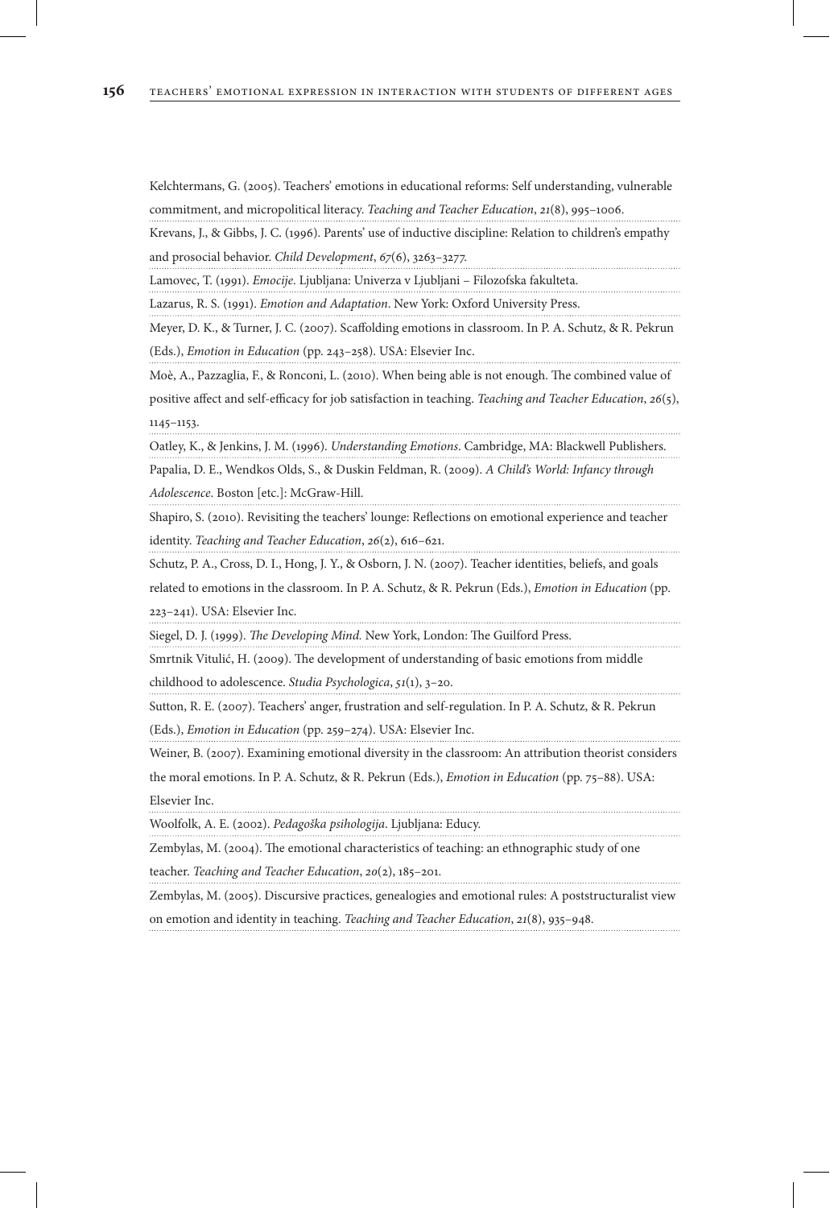Kelchtermans, G. (2005). Teachers' emotions in educational reforms: Self understanding, vulnerable commitment, and micropolitical literacy. *Teaching and Teacher Education*, *21*(8), 995–1006.

Krevans, J., & Gibbs, J. C. (1996). Parents' use of inductive discipline: Relation to children's empathy and prosocial behavior. *Child Development*, *67*(6), 3263–3277.

Lamovec, T. (1991). *Emocije*. Ljubljana: Univerza v Ljubljani – Filozofska fakulteta.

Lazarus, R. S. (1991). *Emotion and Adaptation*. New York: Oxford University Press.

Meyer, D. K., & Turner, J. C. (2007). Scaffolding emotions in classroom. In P. A. Schutz, & R. Pekrun (Eds.), *Emotion in Education* (pp. 243–258). USA: Elsevier Inc.

Moè, A., Pazzaglia, F., & Ronconi, L. (2010). When being able is not enough. The combined value of positive affect and self-efficacy for job satisfaction in teaching. *Teaching and Teacher Education*, *26*(5), 1145–1153.

Oatley, K., & Jenkins, J. M. (1996). *Understanding Emotions*. Cambridge, MA: Blackwell Publishers.

Papalia, D. E., Wendkos Olds, S., & Duskin Feldman, R. (2009). *A Child's World: Infancy through Adolescence.* Boston [etc.]: McGraw-Hill.

Shapiro, S. (2010). Revisiting the teachers' lounge: Reflections on emotional experience and teacher identity. *Teaching and Teacher Education*, *26*(2), 616–621.

Schutz, P. A., Cross, D. I., Hong, J. Y., & Osborn, J. N. (2007). Teacher identities, beliefs, and goals related to emotions in the classroom. In P. A. Schutz, & R. Pekrun (Eds.), *Emotion in Education* (pp. 223–241). USA: Elsevier Inc.

Siegel, D. J. (1999). *The Developing Mind.* New York, London: The Guilford Press.

Smrtnik Vitulić, H. (2009). The development of understanding of basic emotions from middle childhood to adolescence. *Studia Psychologica*, *51*(1), 3–20.

Sutton, R. E. (2007). Teachers' anger, frustration and self-regulation. In P. A. Schutz, & R. Pekrun (Eds.), *Emotion in Education* (pp. 259–274). USA: Elsevier Inc.

Weiner, B. (2007). Examining emotional diversity in the classroom: An attribution theorist considers the moral emotions. In P. A. Schutz, & R. Pekrun (Eds.), *Emotion in Education* (pp. 75–88). USA: Elsevier Inc.

Woolfolk, A. E. (2002). *Pedagoška psihologija*. Ljubljana: Educy.

Zembylas, M. (2004). The emotional characteristics of teaching: an ethnographic study of one teacher. *Teaching and Teacher Education*, *20*(2), 185–201.

Zembylas, M. (2005). Discursive practices, genealogies and emotional rules: A poststructuralist view on emotion and identity in teaching. *Teaching and Teacher Education*, *21*(8), 935–948.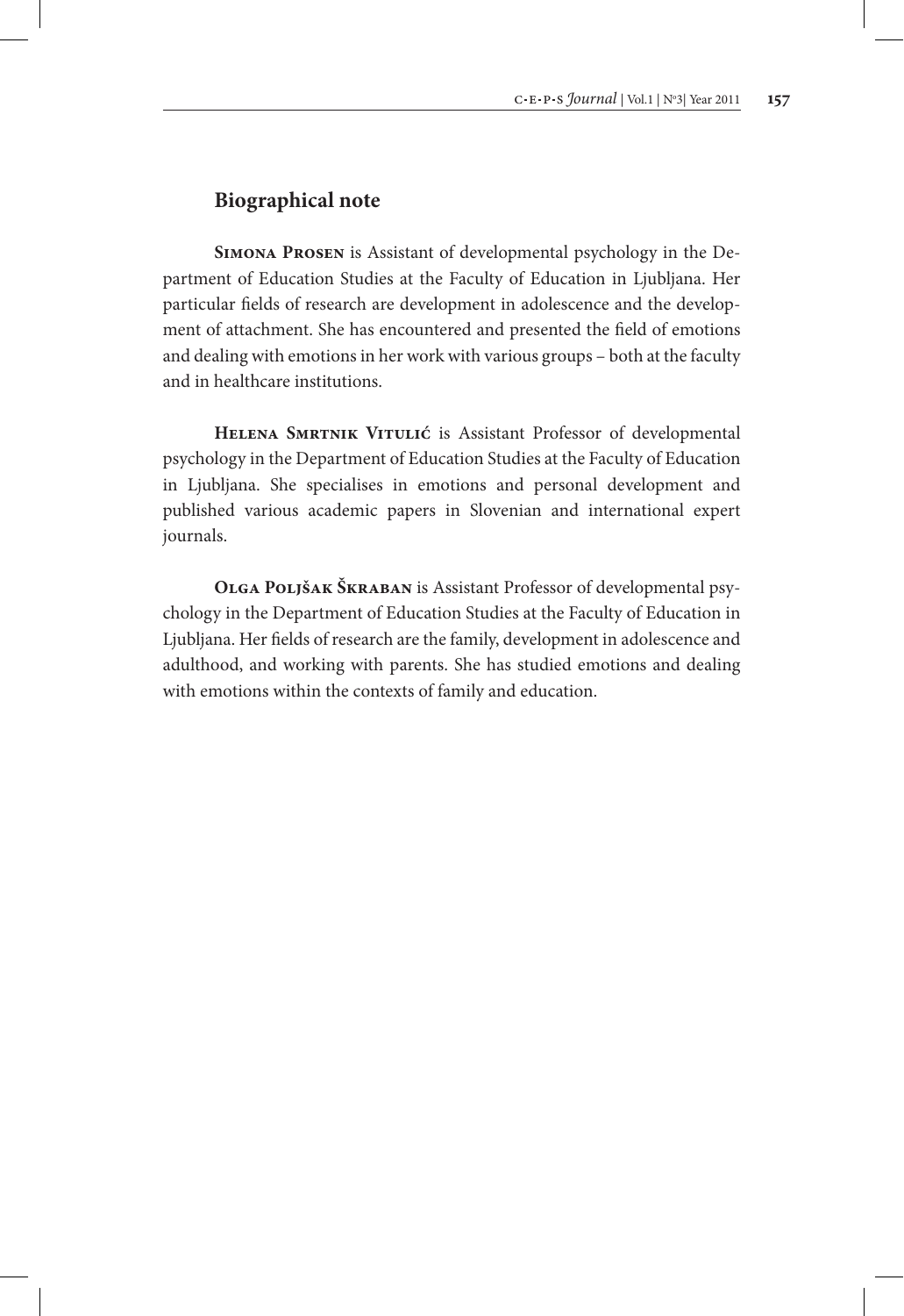## Biographical note

**Simona Prosen** is Assistant of developmental psychology in the Department of Education Studies at the Faculty of Education in Ljubljana. Her particular fields of research are development in adolescence and the development of attachment. She has encountered and presented the field of emotions and dealing with emotions in her work with various groups – both at the faculty and in healthcare institutions.

**Helena Smrtnik Vitulić** is Assistant Professor of developmental psychology in the Department of Education Studies at the Faculty of Education in Ljubljana. She specialises in emotions and personal development and published various academic papers in Slovenian and international expert journals.

**Olga Poljšak Škraban** is Assistant Professor of developmental psychology in the Department of Education Studies at the Faculty of Education in Ljubljana. Her fields of research are the family, development in adolescence and adulthood, and working with parents. She has studied emotions and dealing with emotions within the contexts of family and education.